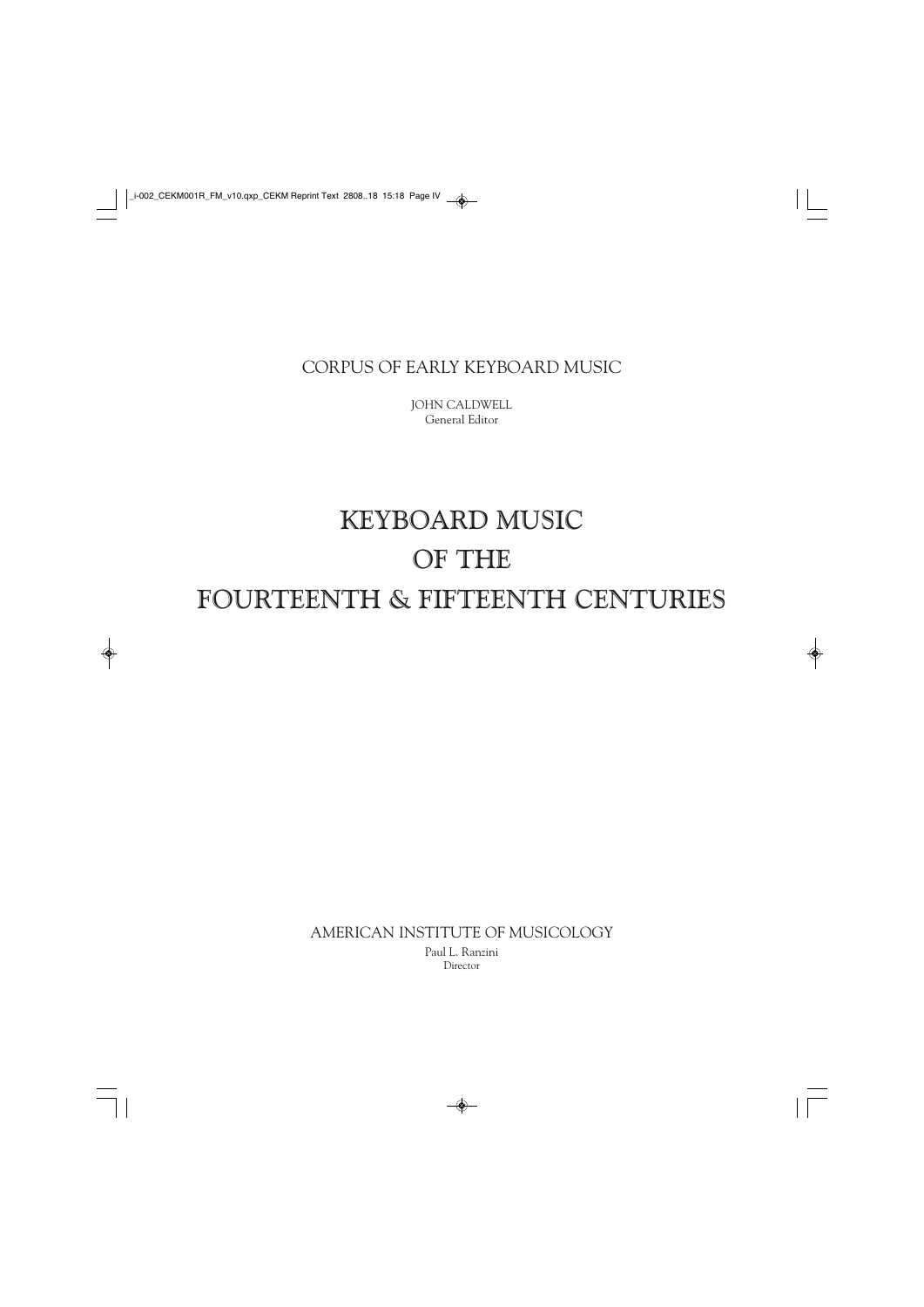CORPUS OF EARLY KEYBOARD MUSIC

JOHN CALDWELL
General Editor

# KEYBOARD MUSIC
# OF THE
# FOURTEENTH & FIFTEENTH CENTURIES

AMERICAN INSTITUTE OF MUSICOLOGY

Paul L. Ranzini
Director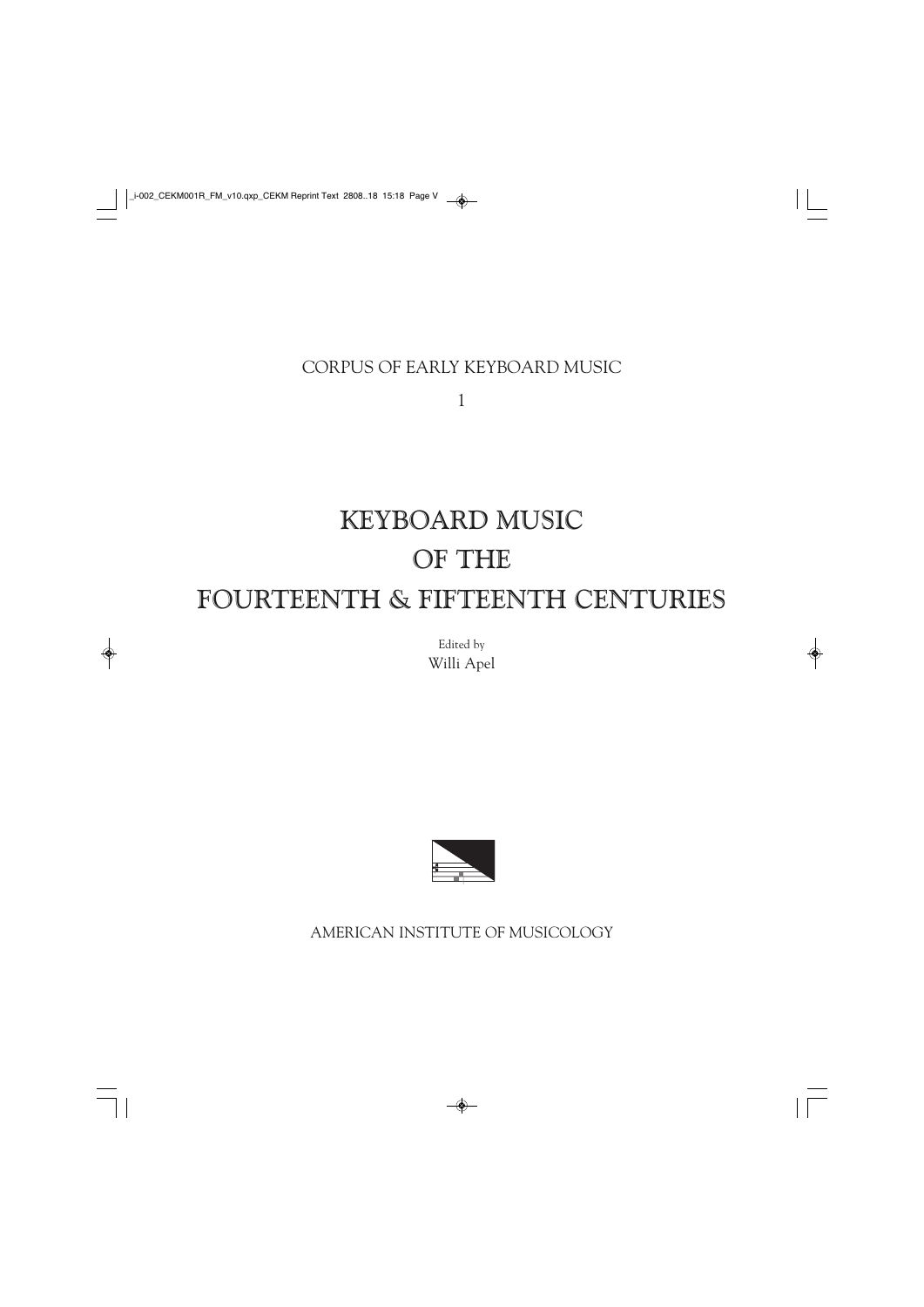CORPUS OF EARLY KEYBOARD MUSIC

1

# KEYBOARD MUSIC OF THE FOURTEENTH & FIFTEENTH CENTURIES

Edited by

Willi Apel

AMERICAN INSTITUTE OF MUSICOLOGY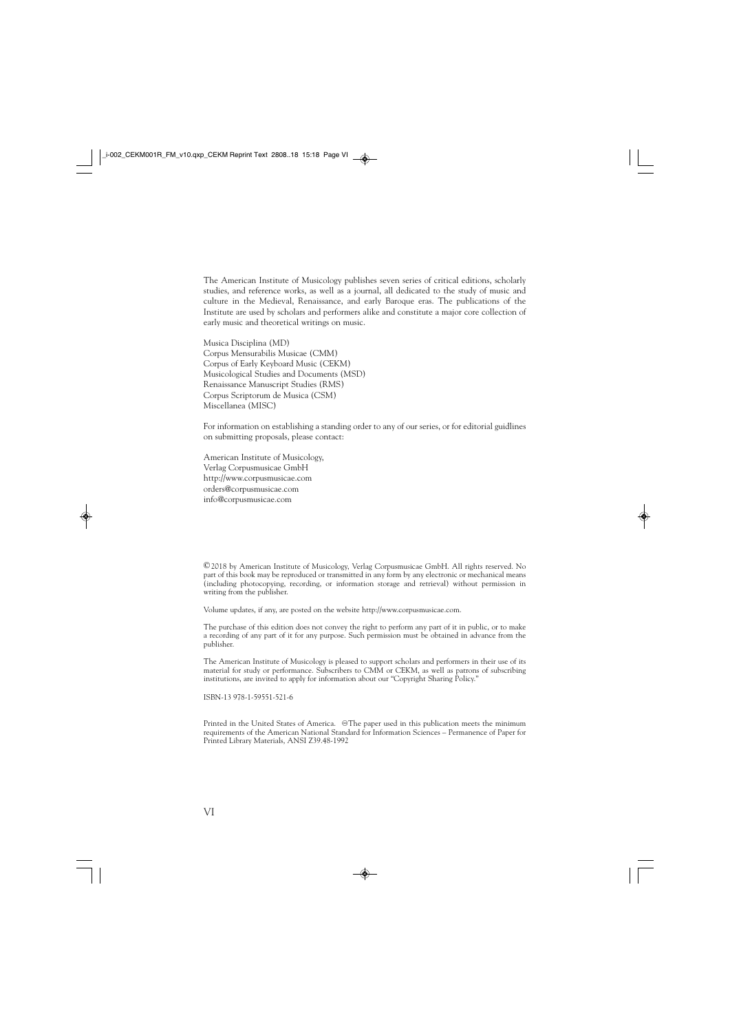The American Institute of Musicology publishes seven series of critical editions, scholarly studies, and reference works, as well as a journal, all dedicated to the study of music and culture in the Medieval, Renaissance, and early Baroque eras. The publications of the Institute are used by scholars and performers alike and constitute a major core collection of early music and theoretical writings on music.

Musica Disciplina (MD)
Corpus Mensurabilis Musicae (CMM)
Corpus of Early Keyboard Music (CEKM)
Musicological Studies and Documents (MSD)
Renaissance Manuscript Studies (RMS)
Corpus Scriptorum de Musica (CSM)
Miscellanea (MISC)

For information on establishing a standing order to any of our series, or for editorial guidlines on submitting proposals, please contact:

American Institute of Musicology,
Verlag Corpusmusicae GmbH
http://www.corpusmusicae.com
orders@corpusmusicae.com
info@corpusmusicae.com

© 2018 by American Institute of Musicology, Verlag Corpusmusicae GmbH. All rights reserved. No part of this book may be reproduced or transmitted in any form by any electronic or mechanical means (including photocopying, recording, or information storage and retrieval) without permission in writing from the publisher.

Volume updates, if any, are posted on the website http://www.corpusmusicae.com.

The purchase of this edition does not convey the right to perform any part of it in public, or to make a recording of any part of it for any purpose. Such permission must be obtained in advance from the publisher.

The American Institute of Musicology is pleased to support scholars and performers in their use of its material for study or performance. Subscribers to CMM or CEKM, as well as patrons of subscribing institutions, are invited to apply for information about our "Copyright Sharing Policy."

ISBN-13 978-1-59551-521-6

Printed in the United States of America. ∞The paper used in this publication meets the minimum requirements of the American National Standard for Information Sciences – Permanence of Paper for Printed Library Materials, ANSI Z39.48-1992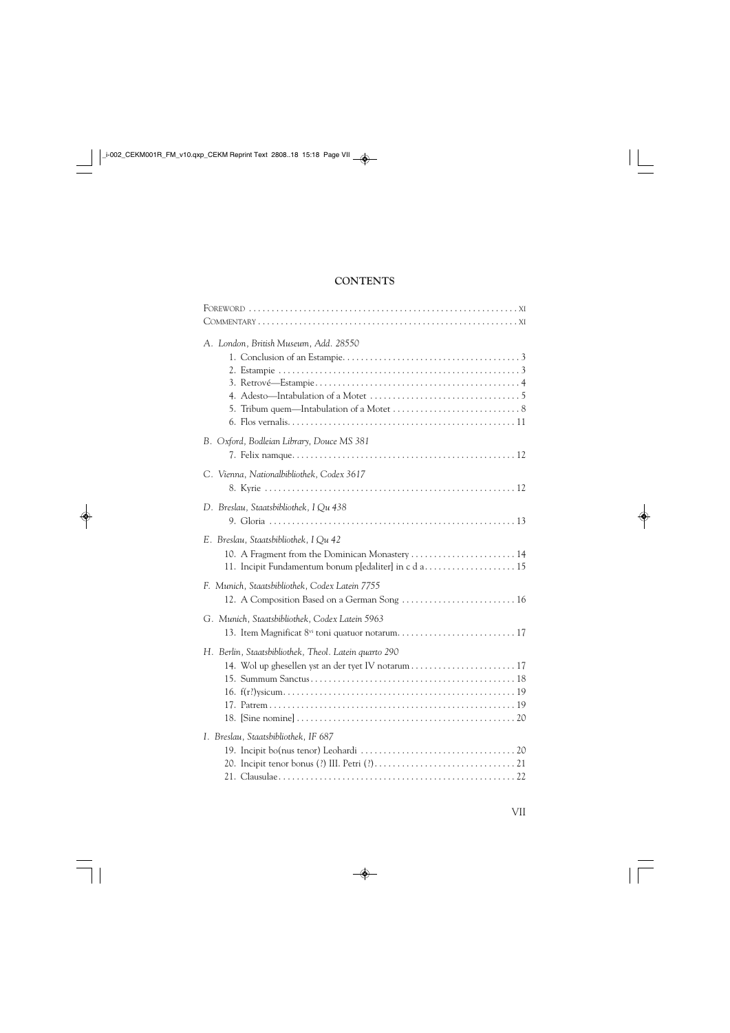# CONTENTS

Foreword . . . . . . . . . . . . . . . . . . . . . . . . . . . . . . . . . . . . . . . . . . . . . . . . . . . . . . . . . . xi
Commentary . . . . . . . . . . . . . . . . . . . . . . . . . . . . . . . . . . . . . . . . . . . . . . . . . . . . . . . . . xi

*A. London, British Museum, Add. 28550*

1. Conclusion of an Estampie. . . . . . . . . . . . . . . . . . . . . . . . . . . . . . . . . . . . . . 3
2. Estampie . . . . . . . . . . . . . . . . . . . . . . . . . . . . . . . . . . . . . . . . . . . . . . . . . . . 3
3. Retrové—Estampie . . . . . . . . . . . . . . . . . . . . . . . . . . . . . . . . . . . . . . . . . . . . 4
4. Adesto—Intabulation of a Motet . . . . . . . . . . . . . . . . . . . . . . . . . . . . . . . . . 5
5. Tribum quem—Intabulation of a Motet . . . . . . . . . . . . . . . . . . . . . . . . . . . . 8
6. Flos vernalis. . . . . . . . . . . . . . . . . . . . . . . . . . . . . . . . . . . . . . . . . . . . . . . . . 11

*B. Oxford, Bodleian Library, Douce MS 381*

7. Felix namque. . . . . . . . . . . . . . . . . . . . . . . . . . . . . . . . . . . . . . . . . . . . . . . . 12

*C. Vienna, Nationalbibliothek, Codex 3617*

8. Kyrie . . . . . . . . . . . . . . . . . . . . . . . . . . . . . . . . . . . . . . . . . . . . . . . . . . . . . . 12

*D. Breslau, Staatsbibliothek, I Qu 438*

9. Gloria . . . . . . . . . . . . . . . . . . . . . . . . . . . . . . . . . . . . . . . . . . . . . . . . . . . . . 13

*E. Breslau, Staatsbibliothek, I Qu 42*

10. A Fragment from the Dominican Monastery . . . . . . . . . . . . . . . . . . . . . . . 14
11. Incipit Fundamentum bonum p[edaliter] in c d a . . . . . . . . . . . . . . . . . . . . 15

*F. Munich, Staatsbibliothek, Codex Latein 7755*

12. A Composition Based on a German Song . . . . . . . . . . . . . . . . . . . . . . . . . 16

*G. Munich, Staatsbibliothek, Codex Latein 5963*

13. Item Magnificat 8vi toni quatuor notarum. . . . . . . . . . . . . . . . . . . . . . . . . . 17

*H. Berlin, Staatsbibliothek, Theol. Latein quarto 290*

14. Wol up ghesellen yst an der tyet IV notarum . . . . . . . . . . . . . . . . . . . . . . . 17
15. Summum Sanctus . . . . . . . . . . . . . . . . . . . . . . . . . . . . . . . . . . . . . . . . . . . . 18
16. f(r?)ysicum. . . . . . . . . . . . . . . . . . . . . . . . . . . . . . . . . . . . . . . . . . . . . . . . . . 19
17. Patrem . . . . . . . . . . . . . . . . . . . . . . . . . . . . . . . . . . . . . . . . . . . . . . . . . . . . . 19
18. [Sine nomine] . . . . . . . . . . . . . . . . . . . . . . . . . . . . . . . . . . . . . . . . . . . . . . . 20

*I. Breslau, Staatsbibliothek, IF 687*

19. Incipit bo(nus tenor) Leohardi . . . . . . . . . . . . . . . . . . . . . . . . . . . . . . . . . . 20
20. Incipit tenor bonus (?) III. Petri (?). . . . . . . . . . . . . . . . . . . . . . . . . . . . . . . 21
21. Clausulae. . . . . . . . . . . . . . . . . . . . . . . . . . . . . . . . . . . . . . . . . . . . . . . . . . . 22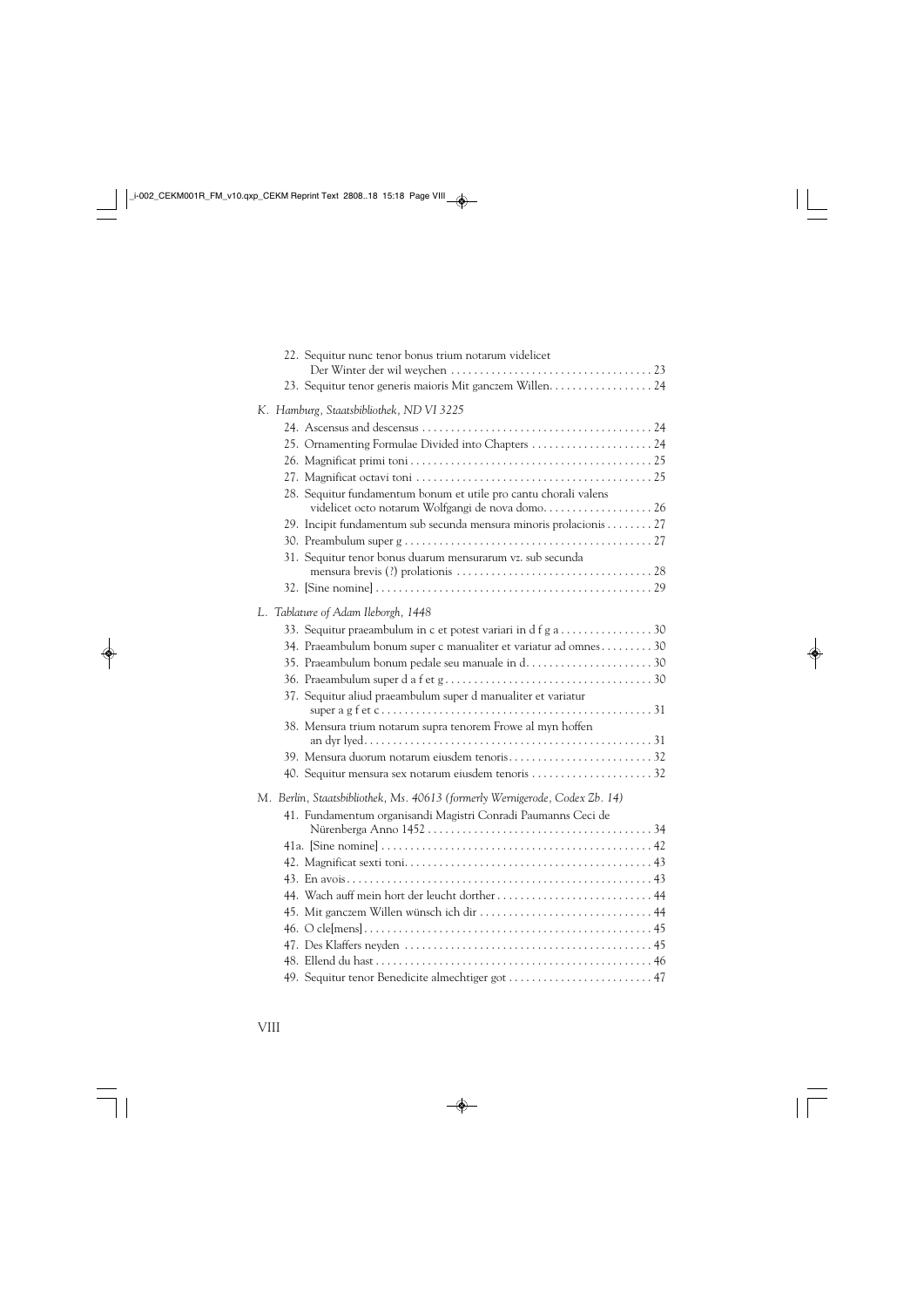22. Sequitur nunc tenor bonus trium notarum videlicet Der Winter der wil weychen . . . . . . . . . . . . . . . . . . . . . . . . . . . . . . . . . . 23
23. Sequitur tenor generis maioris Mit ganczem Willen. . . . . . . . . . . . . . . . . . 24

*K. Hamburg, Staatsbibliothek, ND VI 3225*

24. Ascensus and descensus . . . . . . . . . . . . . . . . . . . . . . . . . . . . . . . . . . . . . . . 24
25. Ornamenting Formulae Divided into Chapters . . . . . . . . . . . . . . . . . . . . . 24
26. Magnificat primi toni . . . . . . . . . . . . . . . . . . . . . . . . . . . . . . . . . . . . . . . . . 25
27. Magnificat octavi toni . . . . . . . . . . . . . . . . . . . . . . . . . . . . . . . . . . . . . . . . 25
28. Sequitur fundamentum bonum et utile pro cantu chorali valens videlicet octo notarum Wolfgangi de nova domo. . . . . . . . . . . . . . . . . . . 26
29. Incipit fundamentum sub secunda mensura minoris prolacionis . . . . . . . . 27
30. Preambulum super g . . . . . . . . . . . . . . . . . . . . . . . . . . . . . . . . . . . . . . . . . . 27
31. Sequitur tenor bonus duarum mensurarum vz. sub secunda mensura brevis (?) prolationis . . . . . . . . . . . . . . . . . . . . . . . . . . . . . . . . . 28
32. [Sine nomine] . . . . . . . . . . . . . . . . . . . . . . . . . . . . . . . . . . . . . . . . . . . . . . . 29

*L. Tablature of Adam Ileborgh, 1448*

33. Sequitur praeambulum in c et potest variari in d f g a . . . . . . . . . . . . . . . . 30
34. Praeambulum bonum super c manualiter et variatur ad omnes . . . . . . . . . 30
35. Praeambulum bonum pedale seu manuale in d. . . . . . . . . . . . . . . . . . . . . . 30
36. Praeambulum super d a f et g . . . . . . . . . . . . . . . . . . . . . . . . . . . . . . . . . . . 30
37. Sequitur aliud praeambulum super d manualiter et variatur super a g f et c . . . . . . . . . . . . . . . . . . . . . . . . . . . . . . . . . . . . . . . . . . . . . . 31
38. Mensura trium notarum supra tenorem Frowe al myn hoffen an dyr lyed . . . . . . . . . . . . . . . . . . . . . . . . . . . . . . . . . . . . . . . . . . . . . . . . . 31
39. Mensura duorum notarum eiusdem tenoris . . . . . . . . . . . . . . . . . . . . . . . . . 32
40. Sequitur mensura sex notarum eiusdem tenoris . . . . . . . . . . . . . . . . . . . . . 32

*M. Berlin, Staatsbibliothek, Ms. 40613 (formerly Wernigerode, Codex Zb. 14)*

41. Fundamentum organisandi Magistri Conradi Paumanns Ceci de Nürenberga Anno 1452 . . . . . . . . . . . . . . . . . . . . . . . . . . . . . . . . . . . . . . . 34
41a. [Sine nomine] . . . . . . . . . . . . . . . . . . . . . . . . . . . . . . . . . . . . . . . . . . . . . . . 42
42. Magnificat sexti toni. . . . . . . . . . . . . . . . . . . . . . . . . . . . . . . . . . . . . . . . . . . 43
43. En avois . . . . . . . . . . . . . . . . . . . . . . . . . . . . . . . . . . . . . . . . . . . . . . . . . . . . 43
44. Wach auff mein hort der leucht dorther . . . . . . . . . . . . . . . . . . . . . . . . . . . 44
45. Mit ganczem Willen wünsch ich dir . . . . . . . . . . . . . . . . . . . . . . . . . . . . . . 44
46. O cle[mens] . . . . . . . . . . . . . . . . . . . . . . . . . . . . . . . . . . . . . . . . . . . . . . . . . 45
47. Des Klaffers neyden . . . . . . . . . . . . . . . . . . . . . . . . . . . . . . . . . . . . . . . . . . . 45
48. Ellend du hast . . . . . . . . . . . . . . . . . . . . . . . . . . . . . . . . . . . . . . . . . . . . . . . . 46
49. Sequitur tenor Benedicite almechtiger got . . . . . . . . . . . . . . . . . . . . . . . . . 47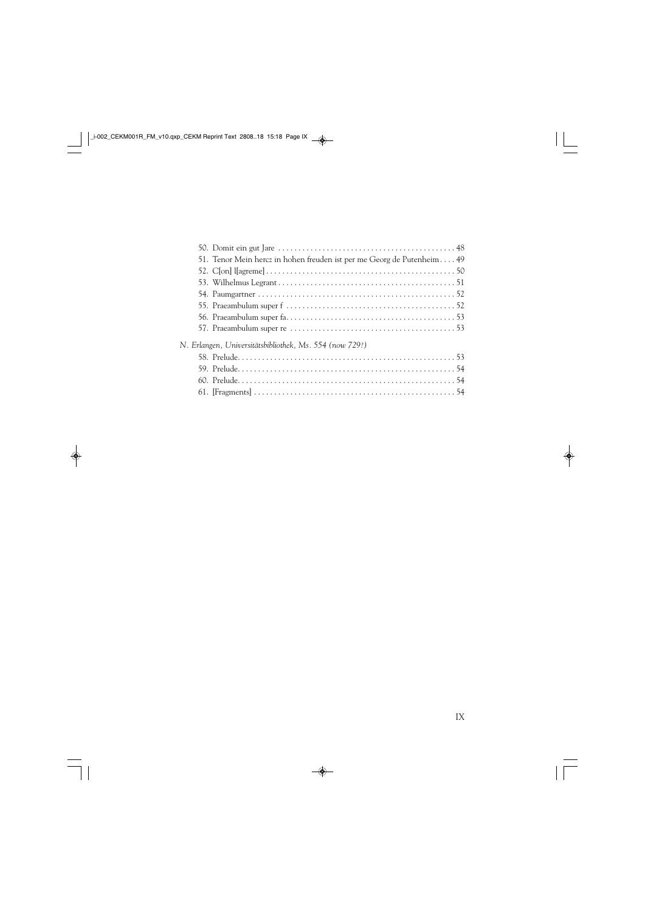50. Domit ein gut Jare . . . . . . . . . . . . . . . . . . . . . . . . . . . . . . . . . . . . . . . . . . . 48
51. Tenor Mein hercz in hohen freuden ist per me Georg de Putenheim . . . . 49
52. C[on] I[agreme] . . . . . . . . . . . . . . . . . . . . . . . . . . . . . . . . . . . . . . . . . . . . . . 50
53. Wilhelmus Legrant . . . . . . . . . . . . . . . . . . . . . . . . . . . . . . . . . . . . . . . . . . . 51
54. Paumgartner . . . . . . . . . . . . . . . . . . . . . . . . . . . . . . . . . . . . . . . . . . . . . . . . 52
55. Praeambulum super f . . . . . . . . . . . . . . . . . . . . . . . . . . . . . . . . . . . . . . . . . 52
56. Praeambulum super fa. . . . . . . . . . . . . . . . . . . . . . . . . . . . . . . . . . . . . . . . . 53
57. Praeambulum super re . . . . . . . . . . . . . . . . . . . . . . . . . . . . . . . . . . . . . . . . 53

*N. Erlangen, Universitätsbibliothek, Ms. 554 (now 729?)*

58. Prelude. . . . . . . . . . . . . . . . . . . . . . . . . . . . . . . . . . . . . . . . . . . . . . . . . . . . . 53
59. Prelude. . . . . . . . . . . . . . . . . . . . . . . . . . . . . . . . . . . . . . . . . . . . . . . . . . . . . 54
60. Prelude. . . . . . . . . . . . . . . . . . . . . . . . . . . . . . . . . . . . . . . . . . . . . . . . . . . . . 54
61. [Fragments] . . . . . . . . . . . . . . . . . . . . . . . . . . . . . . . . . . . . . . . . . . . . . . . . . 54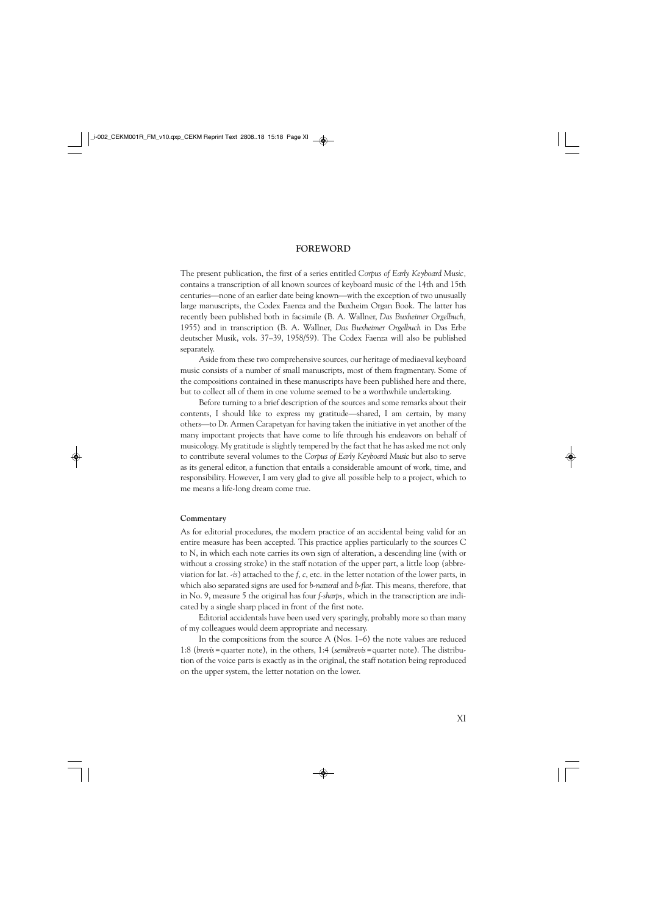## FOREWORD

The present publication, the first of a series entitled *Corpus of Early Keyboard Music,* contains a transcription of all known sources of keyboard music of the 14th and 15th centuries—none of an earlier date being known—with the exception of two unusually large manuscripts, the Codex Faenza and the Buxheim Organ Book. The latter has recently been published both in facsimile (B. A. Wallner, *Das Buxheimer Orgelbuch,* 1955) and in transcription (B. A. Wallner, *Das Buxheimer Orgelbuch* in Das Erbe deutscher Musik, vols. 37–39, 1958/59). The Codex Faenza will also be published separately.

Aside from these two comprehensive sources, our heritage of mediaeval keyboard music consists of a number of small manuscripts, most of them fragmentary. Some of the compositions contained in these manuscripts have been published here and there, but to collect all of them in one volume seemed to be a worthwhile undertaking.

Before turning to a brief description of the sources and some remarks about their contents, I should like to express my gratitude—shared, I am certain, by many others—to Dr. Armen Carapetyan for having taken the initiative in yet another of the many important projects that have come to life through his endeavors on behalf of musicology. My gratitude is slightly tempered by the fact that he has asked me not only to contribute several volumes to the *Corpus of Early Keyboard Music* but also to serve as its general editor, a function that entails a considerable amount of work, time, and responsibility. However, I am very glad to give all possible help to a project, which to me means a life-long dream come true.

### Commentary

As for editorial procedures, the modern practice of an accidental being valid for an entire measure has been accepted. This practice applies particularly to the sources C to N, in which each note carries its own sign of alteration, a descending line (with or without a crossing stroke) in the staff notation of the upper part, a little loop (abbreviation for lat. *-is*) attached to the *f*, *c*, etc. in the letter notation of the lower parts, in which also separated signs are used for *b-natural* and *b-flat*. This means, therefore, that in No. 9, measure 5 the original has four *f-sharps,* which in the transcription are indicated by a single sharp placed in front of the first note.

Editorial accidentals have been used very sparingly, probably more so than many of my colleagues would deem appropriate and necessary.

In the compositions from the source A (Nos. 1–6) the note values are reduced 1:8 (*brevis* = quarter note), in the others, 1:4 (*semibrevis* = quarter note). The distribution of the voice parts is exactly as in the original, the staff notation being reproduced on the upper system, the letter notation on the lower.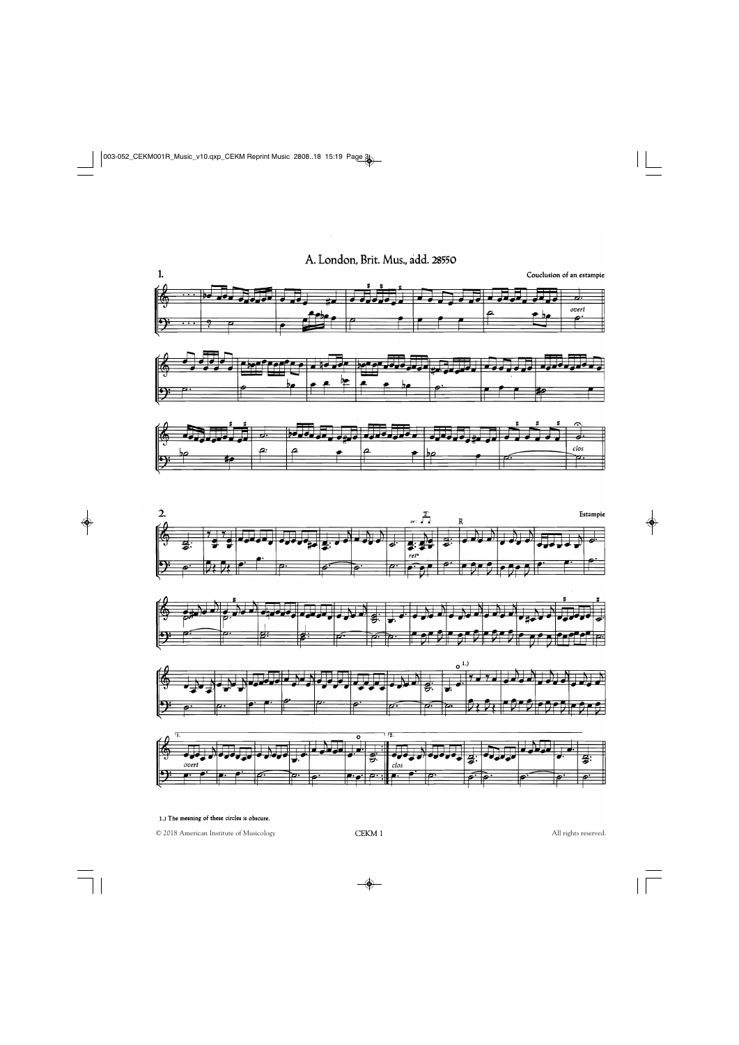# A. London, Brit. Mus., add. 28550

**1.**

**Couclusion of an estampie**

*overt*

*clos*

**2.**

**Estampie**

or:

R

ret[m]

1.)

1.

*overt*

2.

*clos*

1.) The meaning of these circles is obscure.

© 2018 American Institute of Musicology

CEKM 1

All rights reserved.